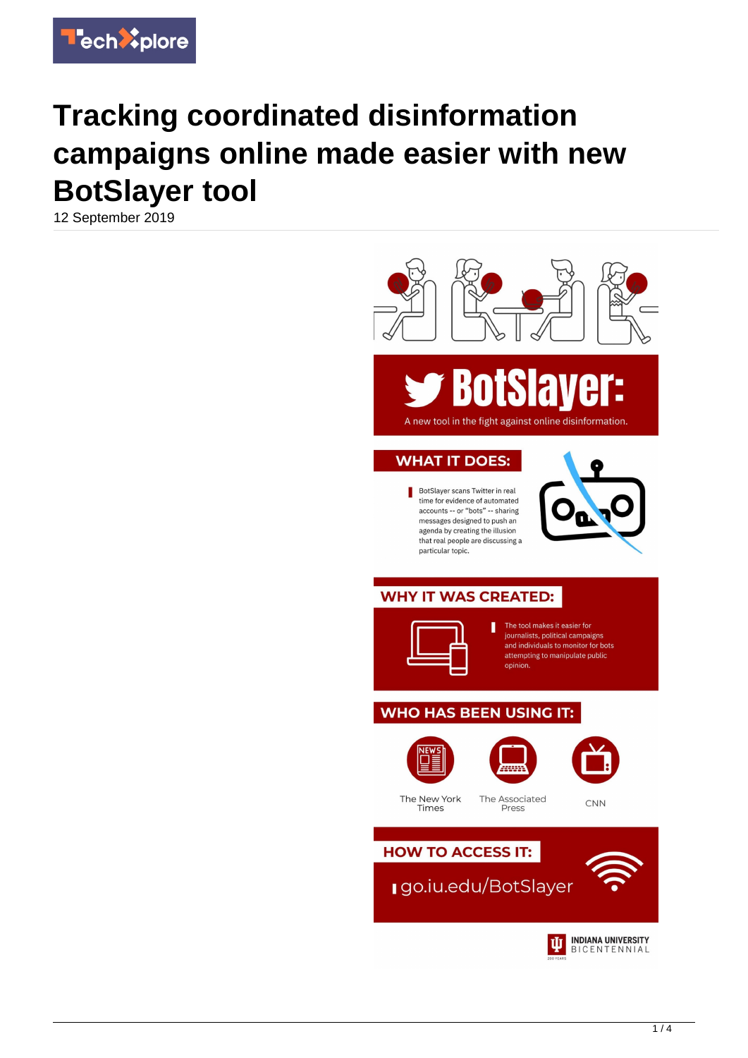# Tracking coordinated disinformation campaigns online made easier with new BotSlayer tool

12 September 2019

BotSlayer: A new tool in the fight against online disinformation.

**WHAT IT DOES:**

BotSlayer scans Twitter in real time for evidence of automated accounts -- or "bots" -- sharing messages designed to push an agenda by creating the illusion that real people are discussing a particular topic.

**WHY IT WAS CREATED:**

The tool makes it easier for journalists, political campaigns and individuals to monitor for bots attempting to manipulate public opinion.

**WHO HAS BEEN USING IT:**

The New York Times

The Associated Press

CNN

**HOW TO ACCESS IT:**

go.iu.edu/BotSlayer

INDIANA UNIVERSITY BICENTENNIAL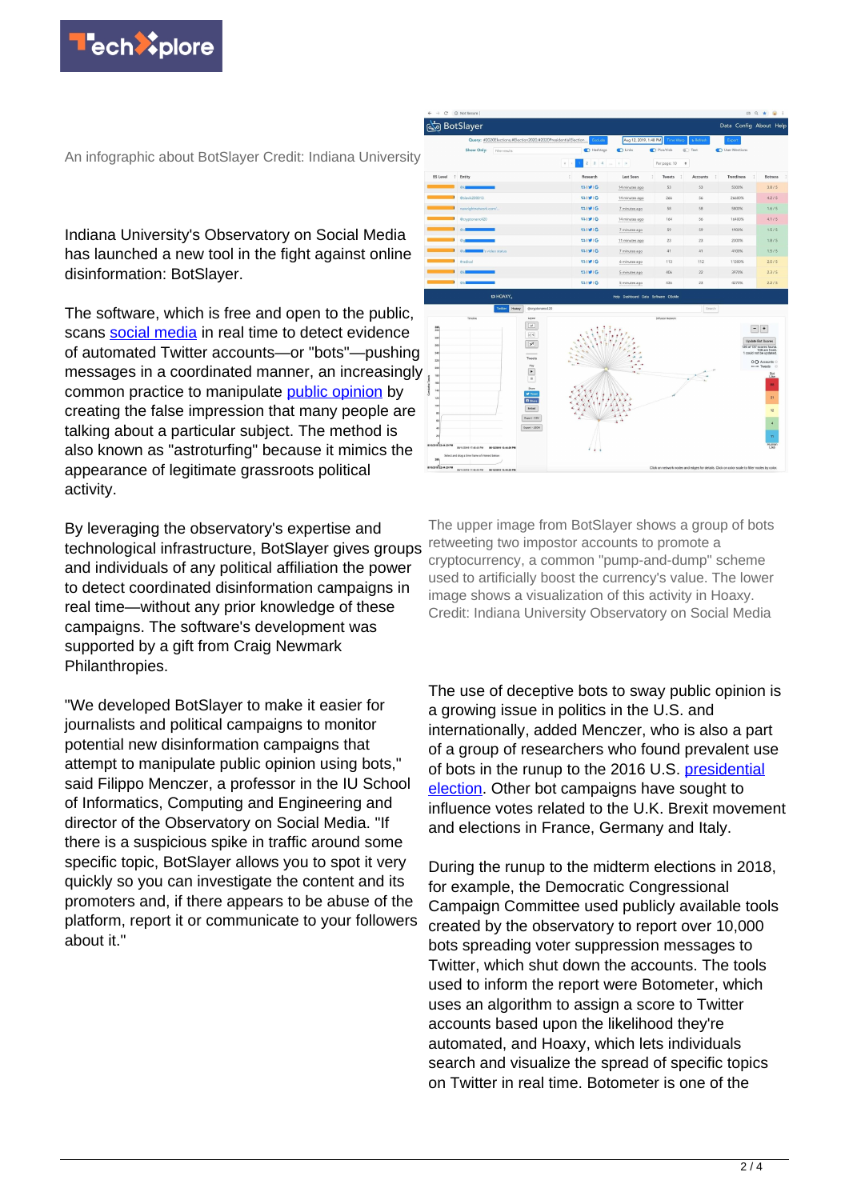An infographic about BotSlayer Credit: Indiana University

Indiana University's Observatory on Social Media has launched a new tool in the fight against online disinformation: BotSlayer.

The software, which is free and open to the public, scans social media in real time to detect evidence of automated Twitter accounts—or "bots"—pushing messages in a coordinated manner, an increasingly common practice to manipulate public opinion by creating the false impression that many people are talking about a particular subject. The method is also known as "astroturfing" because it mimics the appearance of legitimate grassroots political activity.

By leveraging the observatory's expertise and technological infrastructure, BotSlayer gives groups and individuals of any political affiliation the power to detect coordinated disinformation campaigns in real time—without any prior knowledge of these campaigns. The software's development was supported by a gift from Craig Newmark Philanthropies.

"We developed BotSlayer to make it easier for journalists and political campaigns to monitor potential new disinformation campaigns that attempt to manipulate public opinion using bots," said Filippo Menczer, a professor in the IU School of Informatics, Computing and Engineering and director of the Observatory on Social Media. "If there is a suspicious spike in traffic around some specific topic, BotSlayer allows you to spot it very quickly so you can investigate the content and its promoters and, if there appears to be abuse of the platform, report it or communicate to your followers about it."

The upper image from BotSlayer shows a group of bots retweeting two impostor accounts to promote a cryptocurrency, a common "pump-and-dump" scheme used to artificially boost the currency's value. The lower image shows a visualization of this activity in Hoaxy. Credit: Indiana University Observatory on Social Media

The use of deceptive bots to sway public opinion is a growing issue in politics in the U.S. and internationally, added Menczer, who is also a part of a group of researchers who found prevalent use of bots in the runup to the 2016 U.S. presidential election. Other bot campaigns have sought to influence votes related to the U.K. Brexit movement and elections in France, Germany and Italy.

During the runup to the midterm elections in 2018, for example, the Democratic Congressional Campaign Committee used publicly available tools created by the observatory to report over 10,000 bots spreading voter suppression messages to Twitter, which shut down the accounts. The tools used to inform the report were Botometer, which uses an algorithm to assign a score to Twitter accounts based upon the likelihood they're automated, and Hoaxy, which lets individuals search and visualize the spread of specific topics on Twitter in real time. Botometer is one of the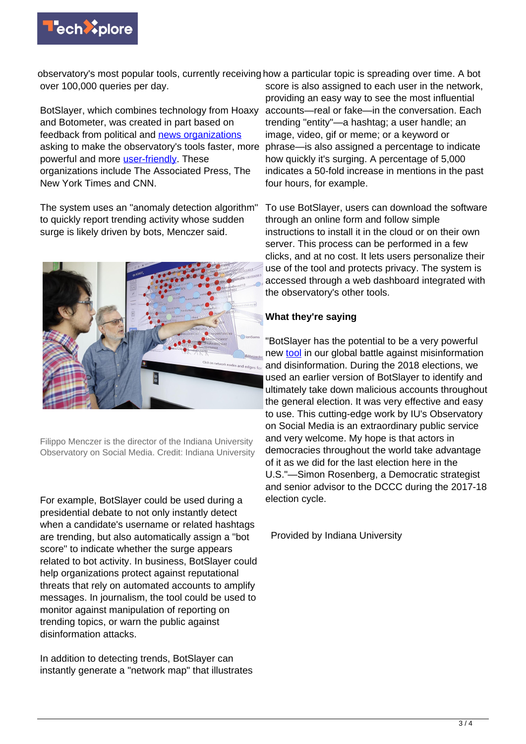observatory's most popular tools, currently receiving over 100,000 queries per day.

BotSlayer, which combines technology from Hoaxy and Botometer, was created in part based on feedback from political and news organizations asking to make the observatory's tools faster, more powerful and more user-friendly. These organizations include The Associated Press, The New York Times and CNN.

The system uses an "anomaly detection algorithm" to quickly report trending activity whose sudden surge is likely driven by bots, Menczer said.

Filippo Menczer is the director of the Indiana University Observatory on Social Media. Credit: Indiana University

For example, BotSlayer could be used during a presidential debate to not only instantly detect when a candidate's username or related hashtags are trending, but also automatically assign a "bot score" to indicate whether the surge appears related to bot activity. In business, BotSlayer could help organizations protect against reputational threats that rely on automated accounts to amplify messages. In journalism, the tool could be used to monitor against manipulation of reporting on trending topics, or warn the public against disinformation attacks.

In addition to detecting trends, BotSlayer can instantly generate a "network map" that illustrates how a particular topic is spreading over time. A bot score is also assigned to each user in the network, providing an easy way to see the most influential accounts—real or fake—in the conversation. Each trending "entity"—a hashtag; a user handle; an image, video, gif or meme; or a keyword or phrase—is also assigned a percentage to indicate how quickly it's surging. A percentage of 5,000 indicates a 50-fold increase in mentions in the past four hours, for example.

To use BotSlayer, users can download the software through an online form and follow simple instructions to install it in the cloud or on their own server. This process can be performed in a few clicks, and at no cost. It lets users personalize their use of the tool and protects privacy. The system is accessed through a web dashboard integrated with the observatory's other tools.

**What they're saying**

"BotSlayer has the potential to be a very powerful new tool in our global battle against misinformation and disinformation. During the 2018 elections, we used an earlier version of BotSlayer to identify and ultimately take down malicious accounts throughout the general election. It was very effective and easy to use. This cutting-edge work by IU's Observatory on Social Media is an extraordinary public service and very welcome. My hope is that actors in democracies throughout the world take advantage of it as we did for the last election here in the U.S."—Simon Rosenberg, a Democratic strategist and senior advisor to the DCCC during the 2017-18 election cycle.

Provided by Indiana University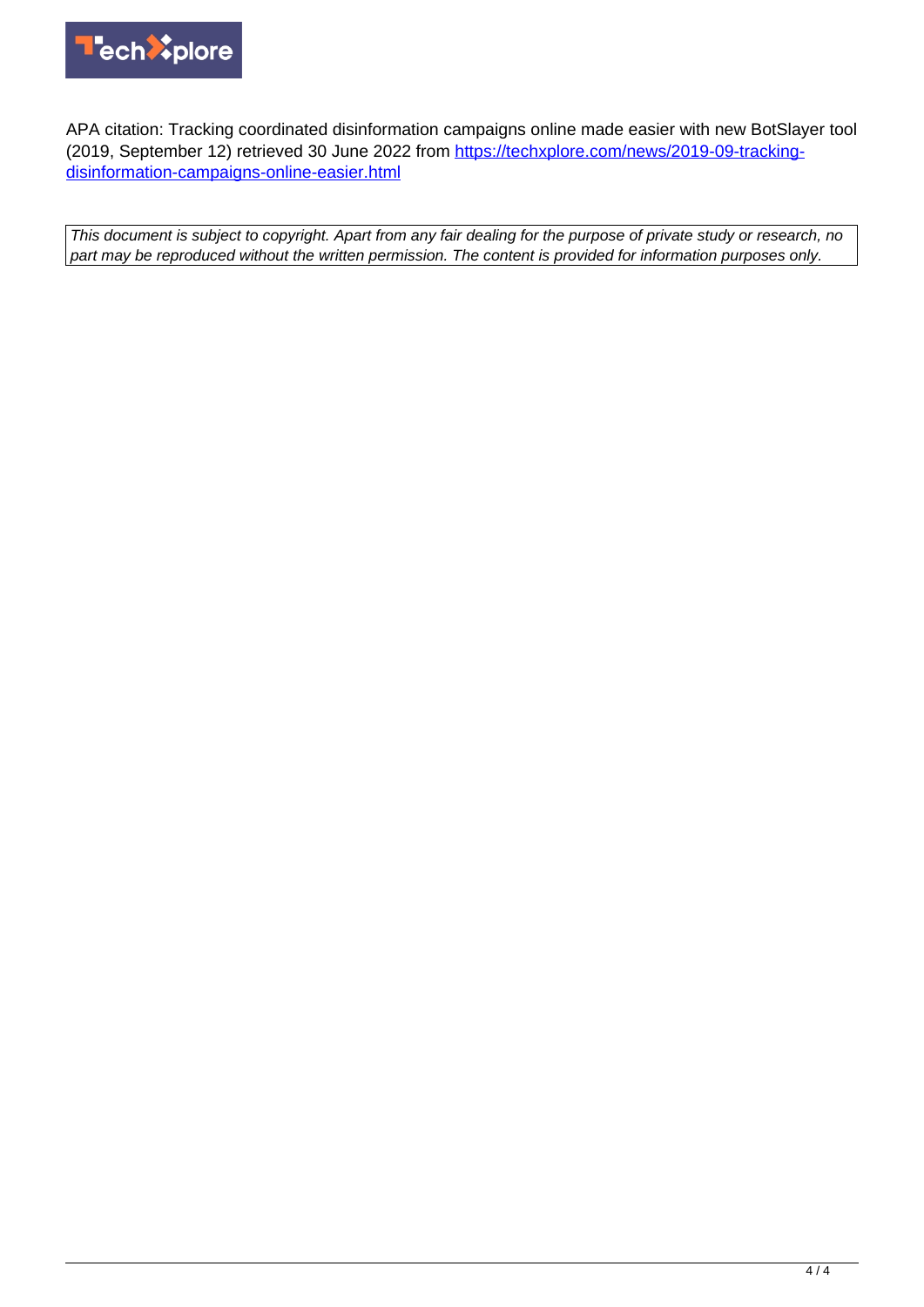APA citation: Tracking coordinated disinformation campaigns online made easier with new BotSlayer tool (2019, September 12) retrieved 30 June 2022 from https://techxplore.com/news/2019-09-tracking-disinformation-campaigns-online-easier.html

*This document is subject to copyright. Apart from any fair dealing for the purpose of private study or research, no part may be reproduced without the written permission. The content is provided for information purposes only.*